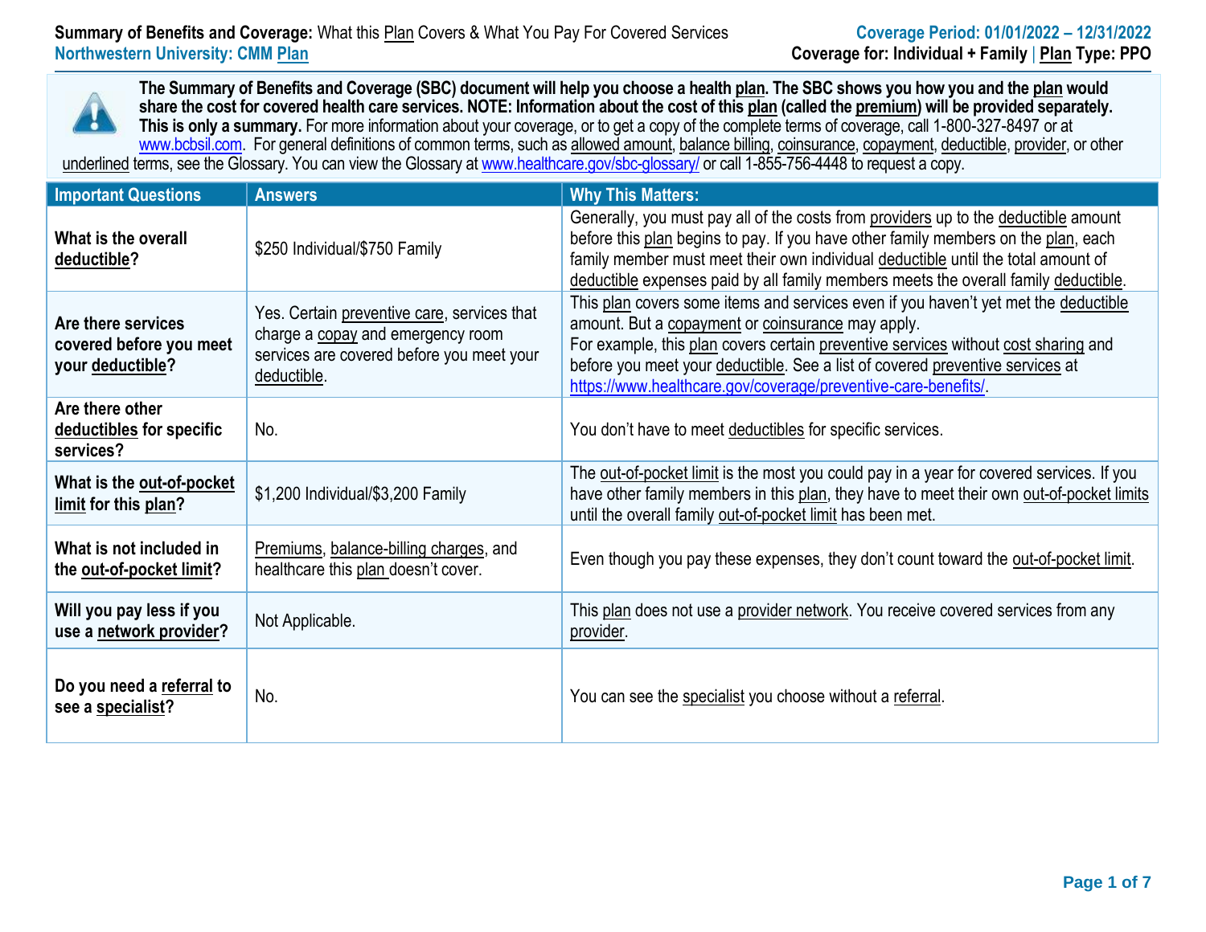**Summary of Benefits and Coverage:** What this Plan Covers & What You Pay For Covered Services
**Northwestern University: CMM Plan**

**Coverage Period: 01/01/2022 – 12/31/2022**
**Coverage for: Individual + Family | Plan Type: PPO**

**The Summary of Benefits and Coverage (SBC) document will help you choose a health plan. The SBC shows you how you and the plan would share the cost for covered health care services. NOTE: Information about the cost of this plan (called the premium) will be provided separately. This is only a summary.** For more information about your coverage, or to get a copy of the complete terms of coverage, call 1-800-327-8497 or at www.bcbsil.com. For general definitions of common terms, such as allowed amount, balance billing, coinsurance, copayment, deductible, provider, or other underlined terms, see the Glossary. You can view the Glossary at www.healthcare.gov/sbc-glossary/ or call 1-855-756-4448 to request a copy.

| Important Questions | Answers | Why This Matters: |
|---|---|---|
| **What is the overall deductible?** | $250 Individual/$750 Family | Generally, you must pay all of the costs from providers up to the deductible amount before this plan begins to pay. If you have other family members on the plan, each family member must meet their own individual deductible until the total amount of deductible expenses paid by all family members meets the overall family deductible. |
| **Are there services covered before you meet your deductible?** | Yes. Certain preventive care, services that charge a copay and emergency room services are covered before you meet your deductible. | This plan covers some items and services even if you haven't yet met the deductible amount. But a copayment or coinsurance may apply. For example, this plan covers certain preventive services without cost sharing and before you meet your deductible. See a list of covered preventive services at https://www.healthcare.gov/coverage/preventive-care-benefits/. |
| **Are there other deductibles for specific services?** | No. | You don't have to meet deductibles for specific services. |
| **What is the out-of-pocket limit for this plan?** | $1,200 Individual/$3,200 Family | The out-of-pocket limit is the most you could pay in a year for covered services. If you have other family members in this plan, they have to meet their own out-of-pocket limits until the overall family out-of-pocket limit has been met. |
| **What is not included in the out-of-pocket limit?** | Premiums, balance-billing charges, and healthcare this plan doesn't cover. | Even though you pay these expenses, they don't count toward the out-of-pocket limit. |
| **Will you pay less if you use a network provider?** | Not Applicable. | This plan does not use a provider network. You receive covered services from any provider. |
| **Do you need a referral to see a specialist?** | No. | You can see the specialist you choose without a referral. |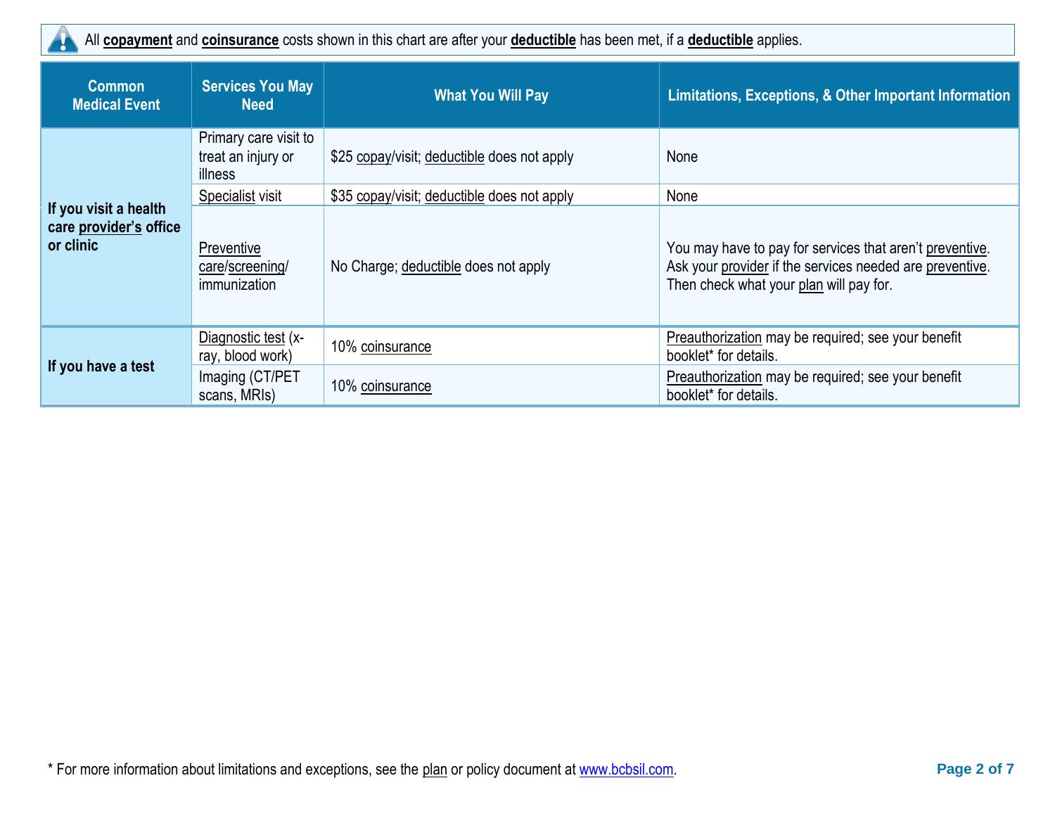All **copayment** and **coinsurance** costs shown in this chart are after your **deductible** has been met, if a **deductible** applies.

| Common Medical Event | Services You May Need | What You Will Pay | Limitations, Exceptions, & Other Important Information |
|---|---|---|---|
| **If you visit a health care provider's office or clinic** | Primary care visit to treat an injury or illness | $25 copay/visit; deductible does not apply | None |
| | Specialist visit | $35 copay/visit; deductible does not apply | None |
| | Preventive care/screening/ immunization | No Charge; deductible does not apply | You may have to pay for services that aren't preventive. Ask your provider if the services needed are preventive. Then check what your plan will pay for. |
| **If you have a test** | Diagnostic test (x-ray, blood work) | 10% coinsurance | Preauthorization may be required; see your benefit booklet* for details. |
| | Imaging (CT/PET scans, MRIs) | 10% coinsurance | Preauthorization may be required; see your benefit booklet* for details. |

* For more information about limitations and exceptions, see the plan or policy document at www.bcbsil.com.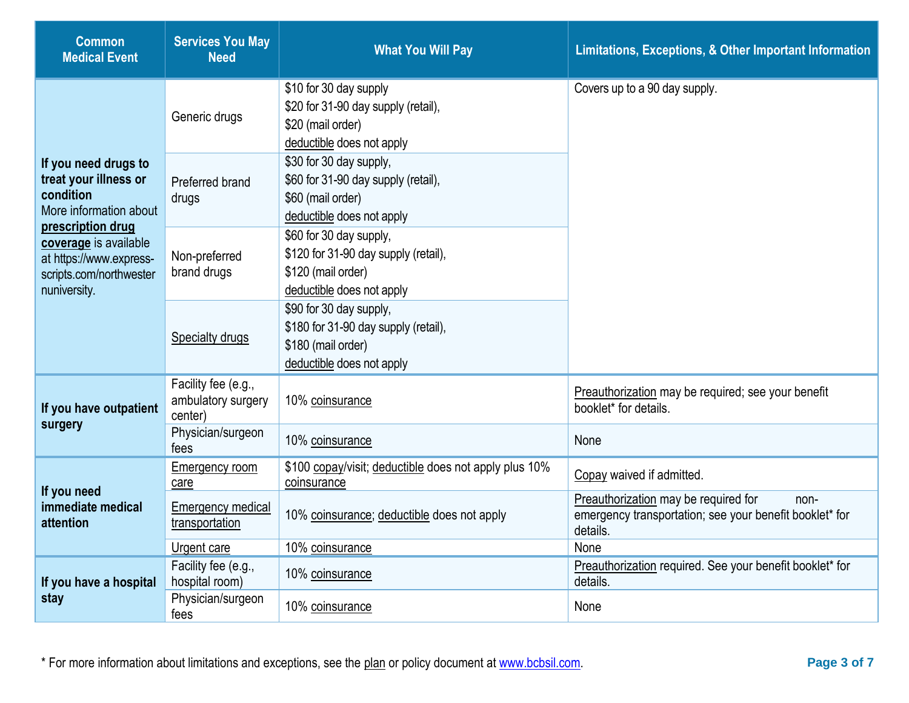| Common Medical Event | Services You May Need | What You Will Pay | Limitations, Exceptions, & Other Important Information |
|---|---|---|---|
| **If you need drugs to treat your illness or condition** More information about **prescription drug coverage** is available at https://www.express-scripts.com/northwesternuniversity. | Generic drugs | $10 for 30 day supply<br>$20 for 31-90 day supply (retail),<br>$20 (mail order)<br>deductible does not apply | Covers up to a 90 day supply. |
| | Preferred brand drugs | $30 for 30 day supply,<br>$60 for 31-90 day supply (retail),<br>$60 (mail order)<br>deductible does not apply | |
| | Non-preferred brand drugs | $60 for 30 day supply,<br>$120 for 31-90 day supply (retail),<br>$120 (mail order)<br>deductible does not apply | |
| | Specialty drugs | $90 for 30 day supply,<br>$180 for 31-90 day supply (retail),<br>$180 (mail order)<br>deductible does not apply | |
| **If you have outpatient surgery** | Facility fee (e.g., ambulatory surgery center) | 10% coinsurance | Preauthorization may be required; see your benefit booklet* for details. |
| | Physician/surgeon fees | 10% coinsurance | None |
| **If you need immediate medical attention** | Emergency room care | $100 copay/visit; deductible does not apply plus 10% coinsurance | Copay waived if admitted. |
| | Emergency medical transportation | 10% coinsurance; deductible does not apply | Preauthorization may be required for non-emergency transportation; see your benefit booklet* for details. |
| | Urgent care | 10% coinsurance | None |
| **If you have a hospital stay** | Facility fee (e.g., hospital room) | 10% coinsurance | Preauthorization required. See your benefit booklet* for details. |
| | Physician/surgeon fees | 10% coinsurance | None |

* For more information about limitations and exceptions, see the plan or policy document at www.bcbsil.com.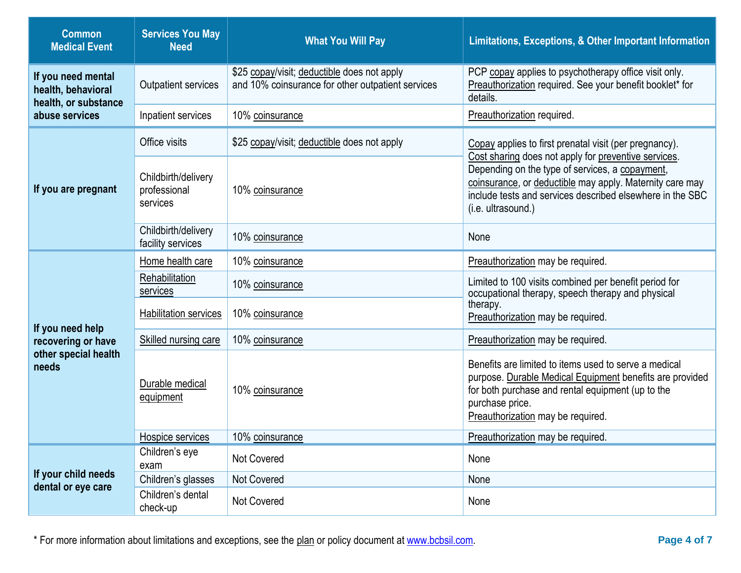| Common Medical Event | Services You May Need | What You Will Pay | Limitations, Exceptions, & Other Important Information |
|---|---|---|---|
| If you need mental health, behavioral health, or substance abuse services | Outpatient services | $25 copay/visit; deductible does not apply and 10% coinsurance for other outpatient services | PCP copay applies to psychotherapy office visit only. Preauthorization required. See your benefit booklet* for details. |
| | Inpatient services | 10% coinsurance | Preauthorization required. |
| If you are pregnant | Office visits | $25 copay/visit; deductible does not apply | Copay applies to first prenatal visit (per pregnancy). Cost sharing does not apply for preventive services. Depending on the type of services, a copayment, coinsurance, or deductible may apply. Maternity care may include tests and services described elsewhere in the SBC (i.e. ultrasound.) |
| | Childbirth/delivery professional services | 10% coinsurance | |
| | Childbirth/delivery facility services | 10% coinsurance | None |
| If you need help recovering or have other special health needs | Home health care | 10% coinsurance | Preauthorization may be required. |
| | Rehabilitation services | 10% coinsurance | Limited to 100 visits combined per benefit period for occupational therapy, speech therapy and physical therapy. Preauthorization may be required. |
| | Habilitation services | 10% coinsurance | |
| | Skilled nursing care | 10% coinsurance | Preauthorization may be required. |
| | Durable medical equipment | 10% coinsurance | Benefits are limited to items used to serve a medical purpose. Durable Medical Equipment benefits are provided for both purchase and rental equipment (up to the purchase price. Preauthorization may be required. |
| | Hospice services | 10% coinsurance | Preauthorization may be required. |
| If your child needs dental or eye care | Children's eye exam | Not Covered | None |
| | Children's glasses | Not Covered | None |
| | Children's dental check-up | Not Covered | None |

* For more information about limitations and exceptions, see the plan or policy document at www.bcbsil.com.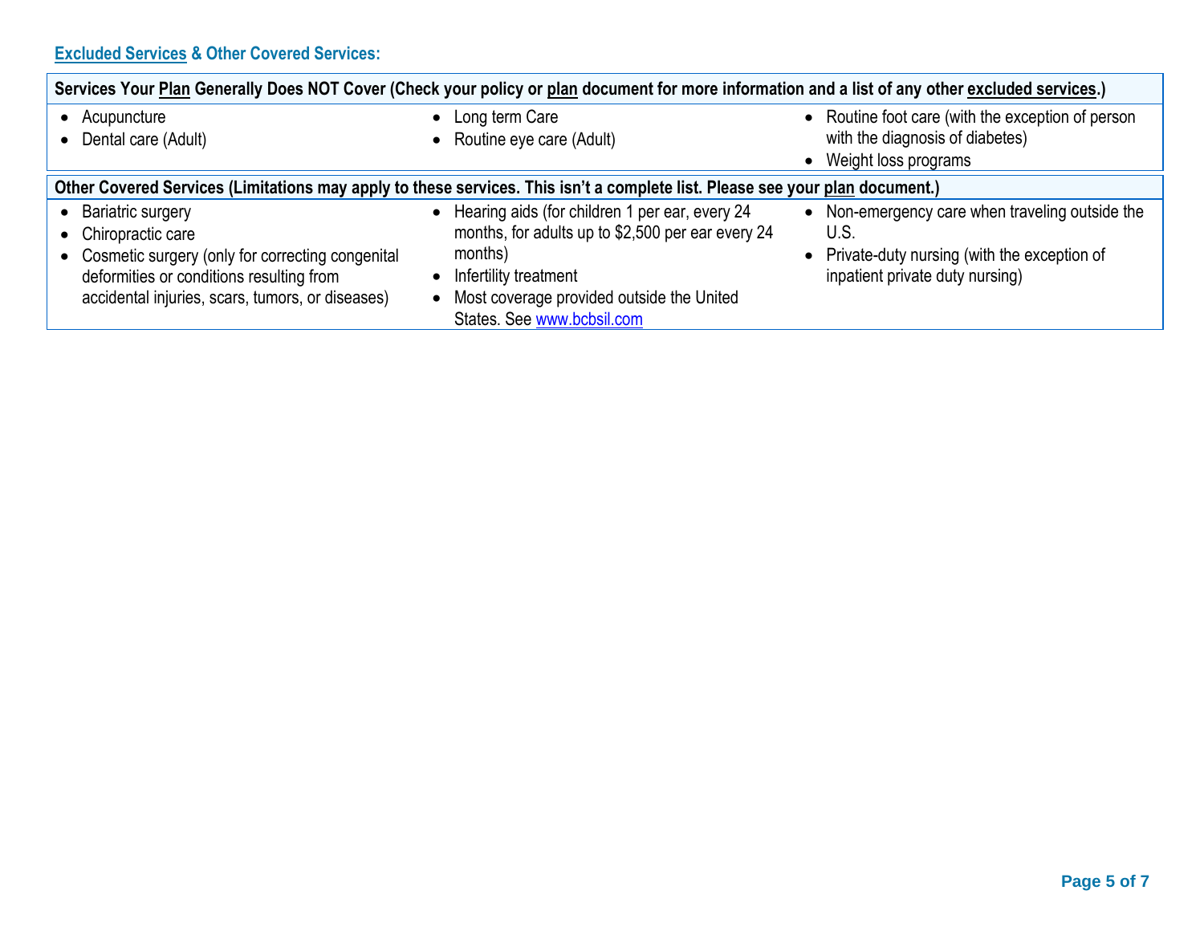## Excluded Services & Other Covered Services:

**Services Your Plan Generally Does NOT Cover (Check your policy or plan document for more information and a list of any other excluded services.)**

- Acupuncture
- Dental care (Adult)
- Long term Care
- Routine eye care (Adult)
- Routine foot care (with the exception of person with the diagnosis of diabetes)
- Weight loss programs

**Other Covered Services (Limitations may apply to these services. This isn't a complete list. Please see your plan document.)**

- Bariatric surgery
- Chiropractic care
- Cosmetic surgery (only for correcting congenital deformities or conditions resulting from accidental injuries, scars, tumors, or diseases)
- Hearing aids (for children 1 per ear, every 24 months, for adults up to $2,500 per ear every 24 months)
- Infertility treatment
- Most coverage provided outside the United States. See www.bcbsil.com
- Non-emergency care when traveling outside the U.S.
- Private-duty nursing (with the exception of inpatient private duty nursing)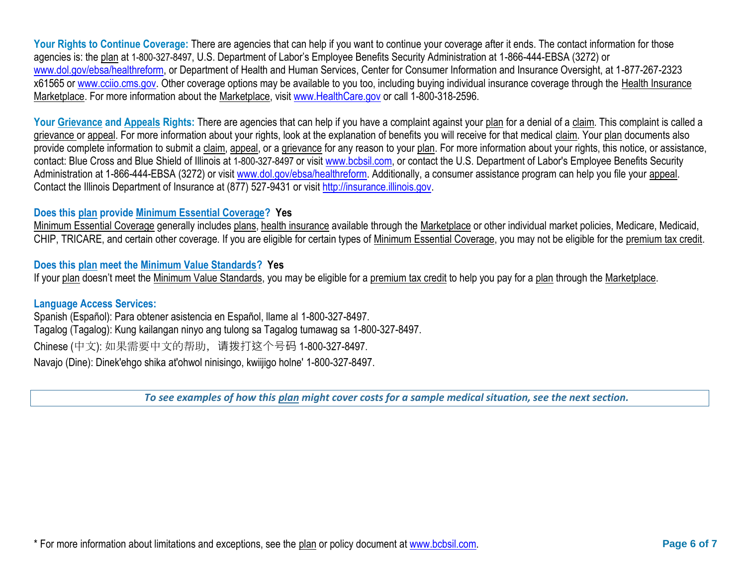**Your Rights to Continue Coverage:** There are agencies that can help if you want to continue your coverage after it ends. The contact information for those agencies is: the plan at 1-800-327-8497, U.S. Department of Labor's Employee Benefits Security Administration at 1-866-444-EBSA (3272) or www.dol.gov/ebsa/healthreform, or Department of Health and Human Services, Center for Consumer Information and Insurance Oversight, at 1-877-267-2323 x61565 or www.cciio.cms.gov. Other coverage options may be available to you too, including buying individual insurance coverage through the Health Insurance Marketplace. For more information about the Marketplace, visit www.HealthCare.gov or call 1-800-318-2596.

**Your Grievance and Appeals Rights:** There are agencies that can help if you have a complaint against your plan for a denial of a claim. This complaint is called a grievance or appeal. For more information about your rights, look at the explanation of benefits you will receive for that medical claim. Your plan documents also provide complete information to submit a claim, appeal, or a grievance for any reason to your plan. For more information about your rights, this notice, or assistance, contact: Blue Cross and Blue Shield of Illinois at 1-800-327-8497 or visit www.bcbsil.com, or contact the U.S. Department of Labor's Employee Benefits Security Administration at 1-866-444-EBSA (3272) or visit www.dol.gov/ebsa/healthreform. Additionally, a consumer assistance program can help you file your appeal. Contact the Illinois Department of Insurance at (877) 527-9431 or visit http://insurance.illinois.gov.

**Does this plan provide Minimum Essential Coverage? Yes**

Minimum Essential Coverage generally includes plans, health insurance available through the Marketplace or other individual market policies, Medicare, Medicaid, CHIP, TRICARE, and certain other coverage. If you are eligible for certain types of Minimum Essential Coverage, you may not be eligible for the premium tax credit.

**Does this plan meet the Minimum Value Standards? Yes**

If your plan doesn't meet the Minimum Value Standards, you may be eligible for a premium tax credit to help you pay for a plan through the Marketplace.

**Language Access Services:**

Spanish (Español): Para obtener asistencia en Español, llame al 1-800-327-8497.
Tagalog (Tagalog): Kung kailangan ninyo ang tulong sa Tagalog tumawag sa 1-800-327-8497.
Chinese (中文): 如果需要中文的帮助，请拨打这个号码 1-800-327-8497.
Navajo (Dine): Dinek'ehgo shika at'ohwol ninisingo, kwiijigo holne' 1-800-327-8497.

*To see examples of how this plan might cover costs for a sample medical situation, see the next section.*

* For more information about limitations and exceptions, see the plan or policy document at www.bcbsil.com.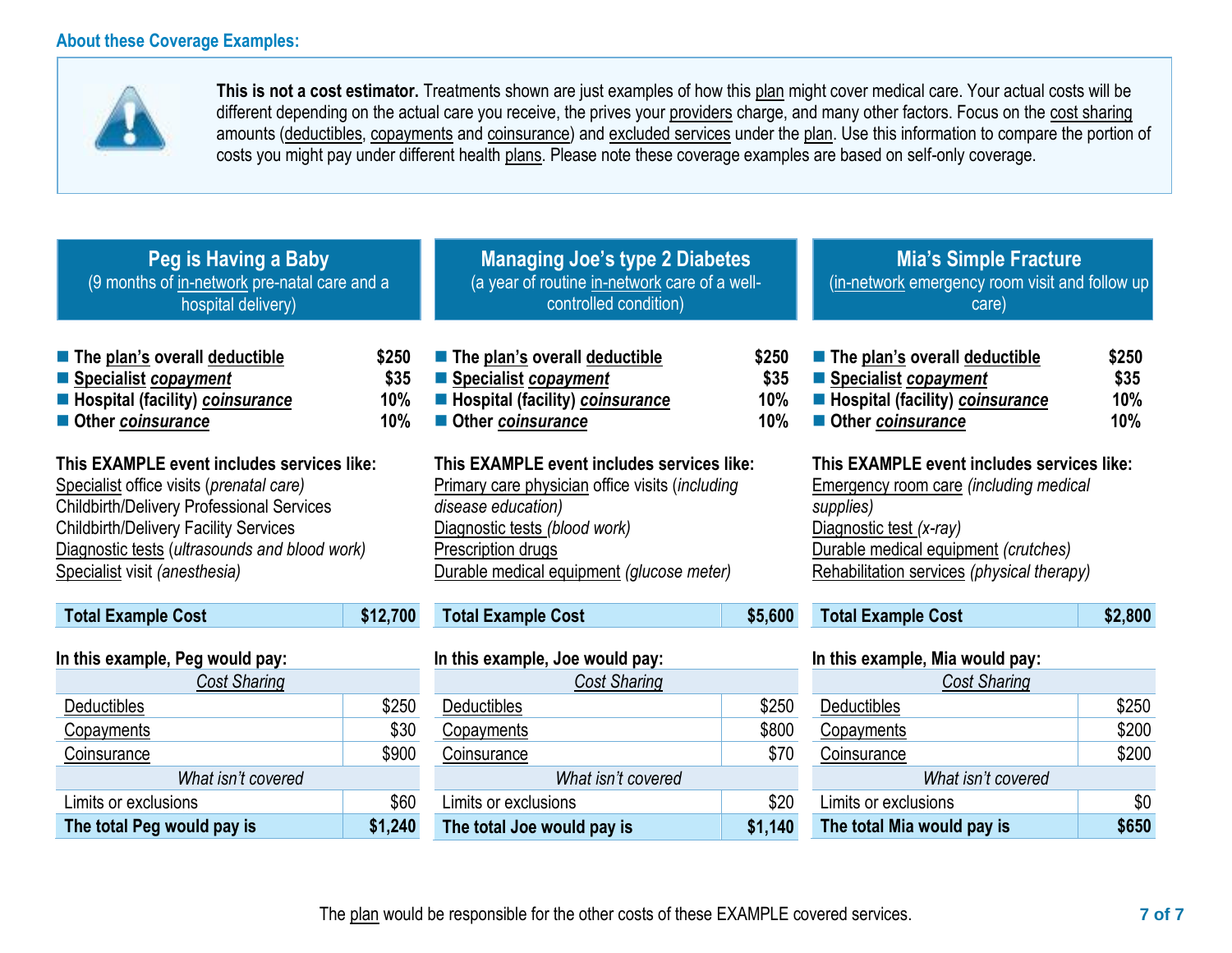## About these Coverage Examples:

**This is not a cost estimator.** Treatments shown are just examples of how this plan might cover medical care. Your actual costs will be different depending on the actual care you receive, the prives your providers charge, and many other factors. Focus on the cost sharing amounts (deductibles, copayments and coinsurance) and excluded services under the plan. Use this information to compare the portion of costs you might pay under different health plans. Please note these coverage examples are based on self-only coverage.

### Peg is Having a Baby
(9 months of in-network pre-natal care and a hospital delivery)

- **The plan's overall deductible** **$250**
- **Specialist *copayment*** **$35**
- **Hospital (facility) *coinsurance*** **10%**
- **Other *coinsurance*** **10%**

**This EXAMPLE event includes services like:**
Specialist office visits (*prenatal care)*
Childbirth/Delivery Professional Services
Childbirth/Delivery Facility Services
Diagnostic tests (*ultrasounds and blood work)*
Specialist visit *(anesthesia)*

| **Total Example Cost** | **$12,700** |
|---|---|

**In this example, Peg would pay:**

| *Cost Sharing* | |
|---|---|
| Deductibles | $250 |
| Copayments | $30 |
| Coinsurance | $900 |
| *What isn't covered* | |
| Limits or exclusions | $60 |
| **The total Peg would pay is** | **$1,240** |

### Managing Joe's type 2 Diabetes
(a year of routine in-network care of a well-controlled condition)

- **The plan's overall deductible** **$250**
- **Specialist *copayment*** **$35**
- **Hospital (facility) *coinsurance*** **10%**
- **Other *coinsurance*** **10%**

**This EXAMPLE event includes services like:**
Primary care physician office visits (*including disease education)*
Diagnostic tests *(blood work)*
Prescription drugs
Durable medical equipment *(glucose meter)*

| **Total Example Cost** | **$5,600** |
|---|---|

**In this example, Joe would pay:**

| *Cost Sharing* | |
|---|---|
| Deductibles | $250 |
| Copayments | $800 |
| Coinsurance | $70 |
| *What isn't covered* | |
| Limits or exclusions | $20 |
| **The total Joe would pay is** | **$1,140** |

### Mia's Simple Fracture
(in-network emergency room visit and follow up care)

- **The plan's overall deductible** **$250**
- **Specialist *copayment*** **$35**
- **Hospital (facility) *coinsurance*** **10%**
- **Other *coinsurance*** **10%**

**This EXAMPLE event includes services like:**
Emergency room care *(including medical supplies)*
Diagnostic test *(x-ray)*
Durable medical equipment *(crutches)*
Rehabilitation services *(physical therapy)*

| **Total Example Cost** | **$2,800** |
|---|---|

**In this example, Mia would pay:**

| *Cost Sharing* | |
|---|---|
| Deductibles | $250 |
| Copayments | $200 |
| Coinsurance | $200 |
| *What isn't covered* | |
| Limits or exclusions | $0 |
| **The total Mia would pay is** | **$650** |

The plan would be responsible for the other costs of these EXAMPLE covered services.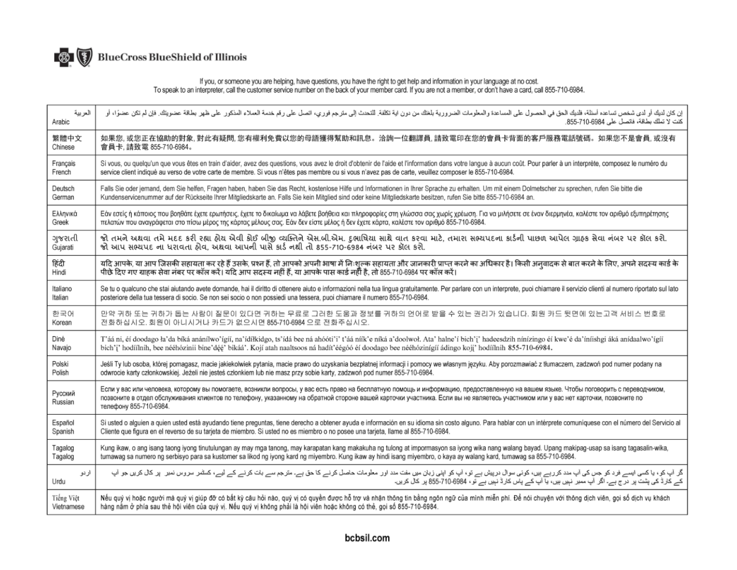BlueCross BlueShield of Illinois

If you, or someone you are helping, have questions, you have the right to get help and information in your language at no cost. To speak to an interpreter, call the customer service number on the back of your member card. If you are not a member, or don't have a card, call 855-710-6984.

| Language | Notice |
|---|---|
| العربية Arabic | إن كان لديك أو لدى شخص تساعده أسئلة، فلديك الحق في الحصول على المساعدة والمعلومات الضرورية بلغتك من دون اية تكلفة. للتحدث إلى مترجم فوري، اتصل على رقم خدمة العملاء المذكور على ظهر بطاقة عضويتك. فإن لم تكن عضوًا، أو كنت لا تملك بطاقة، فاتصل على 855-710-6984. |
| 繁體中文 Chinese | 如果您, 或您正在協助的對象, 對此有疑問, 您有權利免費以您的母語獲得幫助和訊息。洽詢一位翻譯員, 請致電印在您的會員卡背面的客戶服務電話號碼。如果您不是會員, 或沒有會員卡, 請致電 855-710-6984。 |
| Français French | Si vous, ou quelqu'un que vous êtes en train d'aider, avez des questions, vous avez le droit d'obtenir de l'aide et l'information dans votre langue à aucun coût. Pour parler à un interprète, composez le numéro du service client indiqué au verso de votre carte de membre. Si vous n'êtes pas membre ou si vous n'avez pas de carte, veuillez composer le 855-710-6984. |
| Deutsch German | Falls Sie oder jemand, dem Sie helfen, Fragen haben, haben Sie das Recht, kostenlose Hilfe und Informationen in Ihrer Sprache zu erhalten. Um mit einem Dolmetscher zu sprechen, rufen Sie bitte die Kundenservicenummer auf der Rückseite Ihrer Mitgliedskarte an. Falls Sie kein Mitglied sind oder keine Mitgliedskarte besitzen, rufen Sie bitte 855-710-6984 an. |
| Ελληνικά Greek | Εάν εσείς ή κάποιος που βοηθάτε έχετε ερωτήσεις, έχετε το δικαίωμα να λάβετε βοήθεια και πληροφορίες στη γλώσσα σας χωρίς χρέωση. Για να μιλήσετε σε έναν διερμηνέα, καλέστε τον αριθμό εξυπηρέτησης πελατών που αναγράφεται στο πίσω μέρος της κάρτας μέλους σας. Εάν δεν είστε μέλος ή δεν έχετε κάρτα, καλέστε τον αριθμό 855-710-6984. |
| ગુજરાતી Gujarati | જો તમને અથવા તમે મદદ કરી રહ્યા હોય એવી કોઈ બીજી વ્યક્તિને એસ.બી.એમ. દુભાષિયા સાથે વાત કરવા માટે, તમારા સભ્યપદના કાર્ડની પાછળ આપેલ ગ્રાહક સેવા નંબર પર કૉલ કરો. જો આપ સભ્યપદ ના ધરાવતા હોવ, અથવા આપની પાસે કાર્ડ નથી તો 855-710-6984 નંબર પર કૉલ કરો. |
| हिंदी Hindi | यदि आपके, या आप जिसकी सहायता कर रहे हैं उसके, प्रश्न हैं, तो आपको अपनी भाषा में निःशुल्क सहायता और जानकारी प्राप्त करने का अधिकार है। किसी अनुवादक से बात करने के लिए, अपने सदस्य कार्ड के पीछे दिए गए ग्राहक सेवा नंबर पर कॉल करें। यदि आप सदस्य नहीं हैं, या आपके पास कार्ड नहीं है, तो 855-710-6984 पर कॉल करें। |
| Italiano Italian | Se tu o qualcuno che stai aiutando avete domande, hai il diritto di ottenere aiuto e informazioni nella tua lingua gratuitamente. Per parlare con un interprete, puoi chiamare il servizio clienti al numero riportato sul lato posteriore della tua tessera di socio. Se non sei socio o non possiedi una tessera, puoi chiamare il numero 855-710-6984. |
| 한국어 Korean | 만약 귀하 또는 귀하가 돕는 사람이 질문이 있다면 귀하는 무료로 그러한 도움과 정보를 귀하의 언어로 받을 수 있는 권리가 있습니다. 회원 카드 뒷면에 있는고객 서비스 번호로 전화하십시오. 회원이 아니시거나 카드가 없으시면 855-710-6984 으로 전화주십시오. |
| Diné Navajo | T'áá ni, éí doodago ła'da bíká anánílwo'ígíí, na'ídíłkidgo, ts'ídá bee ná ahóóti'i' t'áá níík'e níká a'doolwoł. Ata' halne'í bich'i' hadeesdzih nínízingo éí kwe'é da'íníishgi áká anídaalwo'ígíí bich'i' hodíílnih, bee nééhózinii bine'déé' bikáá'. Kojí atah naaltsoos ná hadít'éégóó éí doodago bee nééhózinígíí ádingo kojį' hodíílnih 855-710-6984. |
| Polski Polish | Jeśli Ty lub osoba, której pomagasz, macie jakiekolwiek pytania, macie prawo do uzyskania bezpłatnej informacji i pomocy we własnym języku. Aby porozmawiać z tłumaczem, zadzwoń pod numer podany na odwrocie karty członkowskiej. Jeżeli nie jesteś członkiem lub nie masz przy sobie karty, zadzwoń pod numer 855-710-6984. |
| Русский Russian | Если у вас или человека, которому вы помогаете, возникли вопросы, у вас есть право на бесплатную помощь и информацию, предоставленную на вашем языке. Чтобы поговорить с переводчиком, позвоните в отдел обслуживания клиентов по телефону, указанному на обратной стороне вашей карточки участника. Если вы не являетесь участником или у вас нет карточки, позвоните по телефону 855-710-6984. |
| Español Spanish | Si usted o alguien a quien usted está ayudando tiene preguntas, tiene derecho a obtener ayuda e información en su idioma sin costo alguno. Para hablar con un intérprete comuníquese con el número del Servicio al Cliente que figura en el reverso de su tarjeta de miembro. Si usted no es miembro o no posee una tarjeta, llame al 855-710-6984. |
| Tagalog Tagalog | Kung ikaw, o ang isang taong iyong tinutulungan ay may mga tanong, may karapatan kang makakuha ng tulong at impormasyon sa iyong wika nang walang bayad. Upang makipag-usap sa isang tagasalin-wika, tumawag sa numero ng serbisyo para sa kustomer sa likod ng iyong kard ng miyembro. Kung ikaw ay hindi isang miyembro, o kaya ay walang kard, tumawag sa 855-710-6984. |
| اردو Urdu | گر آپ کو، یا کسی ایسے فرد کو جس کی آپ مدد کررہے ہیں، کوئی سوال درپیش ہے تو، آپ کو اپنی زبان میں مفت مدد اور معلومات حاصل کرنے کا حق ہے۔ مترجم سے بات کرنے کے لیے، کسٹمر سروس نمبر پر کال کریں جو آپ کے کارڈ کی پشت پر درج ہے۔ اگر آپ ممبر نہیں ہیں، یا آپ کے پاس کارڈ نہیں ہے تو، 855-710-6984 پر کال کریں۔ |
| Tiếng Việt Vietnamese | Nếu quý vị hoặc người mà quý vị giúp đỡ có bất kỳ câu hỏi nào, quý vị có quyền được hỗ trợ và nhận thông tin bằng ngôn ngữ của mình miễn phí. Để nói chuyện với thông dịch viên, gọi số dịch vụ khách hàng nằm ở phía sau thẻ hội viên của quý vị. Nếu quý vị không phải là hội viên hoặc không có thẻ, gọi số 855-710-6984. |

bcbsil.com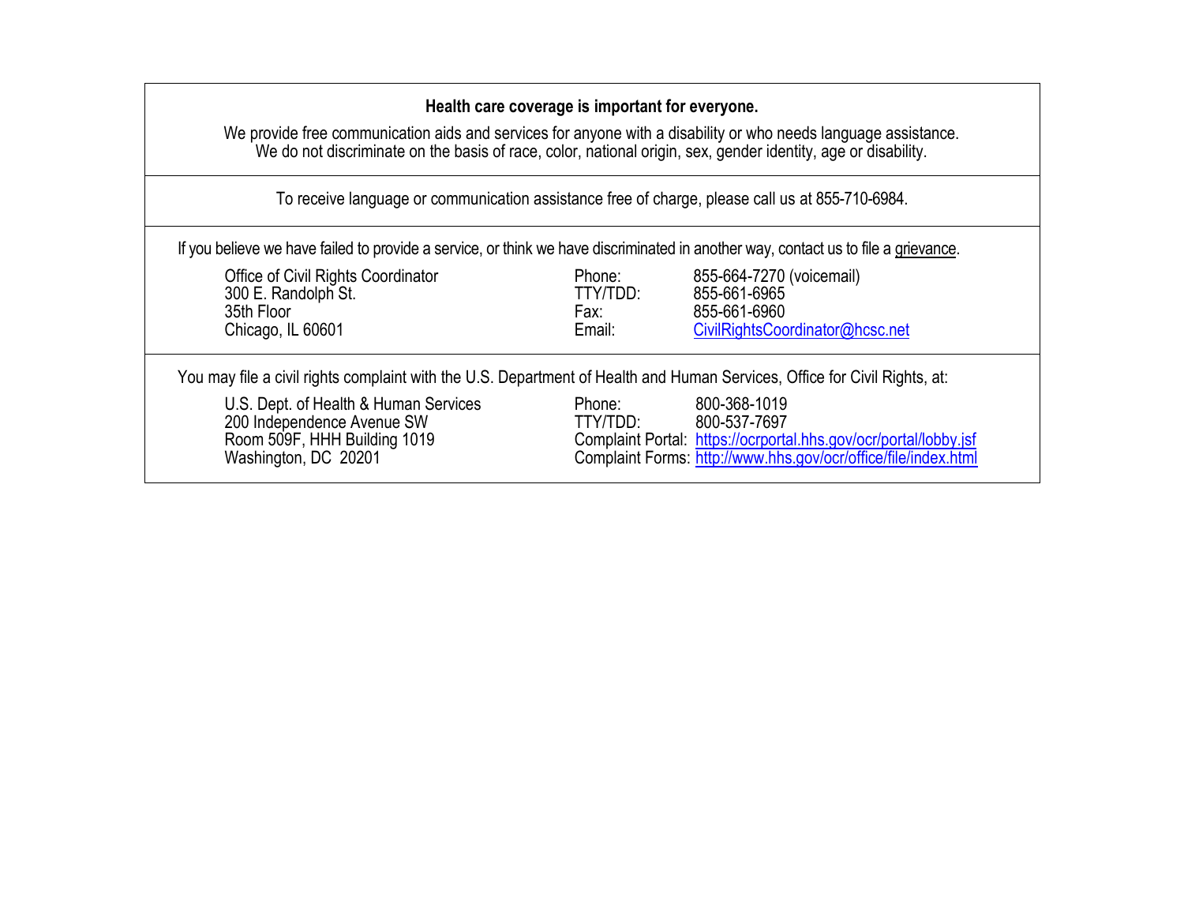**Health care coverage is important for everyone.**

We provide free communication aids and services for anyone with a disability or who needs language assistance.
We do not discriminate on the basis of race, color, national origin, sex, gender identity, age or disability.

To receive language or communication assistance free of charge, please call us at 855-710-6984.

If you believe we have failed to provide a service, or think we have discriminated in another way, contact us to file a grievance.

| | | |
|---|---|---|
| Office of Civil Rights Coordinator | Phone: | 855-664-7270 (voicemail) |
| 300 E. Randolph St. | TTY/TDD: | 855-661-6965 |
| 35th Floor | Fax: | 855-661-6960 |
| Chicago, IL 60601 | Email: | CivilRightsCoordinator@hcsc.net |

You may file a civil rights complaint with the U.S. Department of Health and Human Services, Office for Civil Rights, at:

| | | |
|---|---|---|
| U.S. Dept. of Health & Human Services | Phone: | 800-368-1019 |
| 200 Independence Avenue SW | TTY/TDD: | 800-537-7697 |
| Room 509F, HHH Building 1019 | Complaint Portal: | https://ocrportal.hhs.gov/ocr/portal/lobby.jsf |
| Washington, DC 20201 | Complaint Forms: | http://www.hhs.gov/ocr/office/file/index.html |